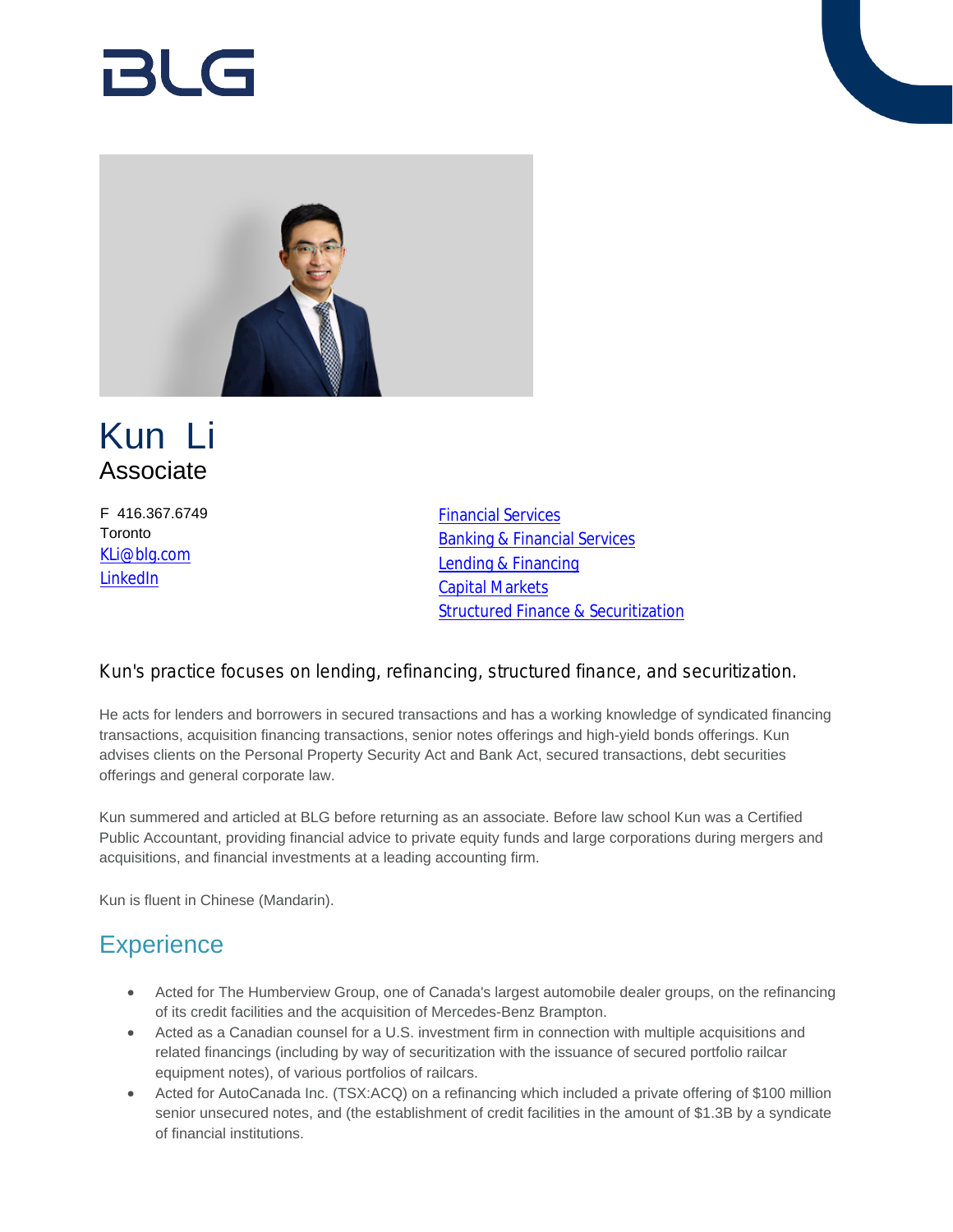# Kun Li

Associate

F 416.367.6749
Toronto
KLi@blg.com
LinkedIn

Financial Services
Banking & Financial Services
Lending & Financing
Capital Markets
Structured Finance & Securitization

Kun's practice focuses on lending, refinancing, structured finance, and securitization.

He acts for lenders and borrowers in secured transactions and has a working knowledge of syndicated financing transactions, acquisition financing transactions, senior notes offerings and high-yield bonds offerings. Kun advises clients on the Personal Property Security Act and Bank Act, secured transactions, debt securities offerings and general corporate law.

Kun summered and articled at BLG before returning as an associate. Before law school Kun was a Certified Public Accountant, providing financial advice to private equity funds and large corporations during mergers and acquisitions, and financial investments at a leading accounting firm.

Kun is fluent in Chinese (Mandarin).

## Experience

- Acted for The Humberview Group, one of Canada's largest automobile dealer groups, on the refinancing of its credit facilities and the acquisition of Mercedes-Benz Brampton.
- Acted as a Canadian counsel for a U.S. investment firm in connection with multiple acquisitions and related financings (including by way of securitization with the issuance of secured portfolio railcar equipment notes), of various portfolios of railcars.
- Acted for AutoCanada Inc. (TSX:ACQ) on a refinancing which included a private offering of $100 million senior unsecured notes, and (the establishment of credit facilities in the amount of $1.3B by a syndicate of financial institutions.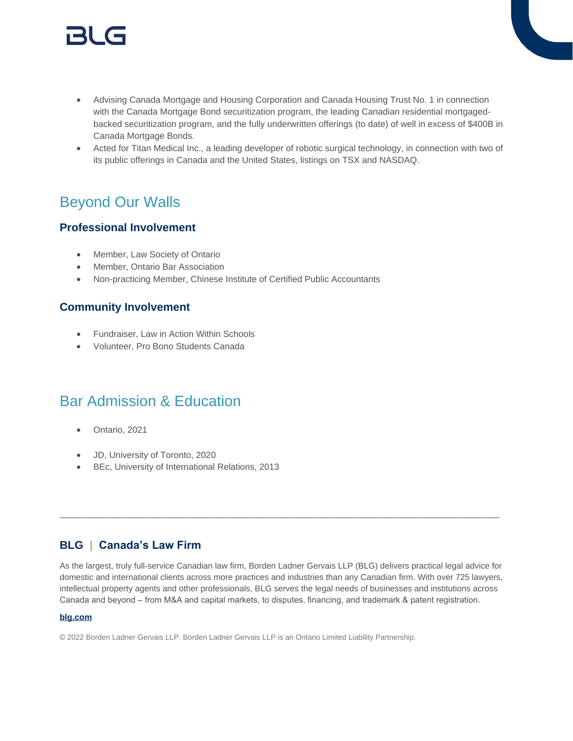- Advising Canada Mortgage and Housing Corporation and Canada Housing Trust No. 1 in connection with the Canada Mortgage Bond securitization program, the leading Canadian residential mortgaged-backed securitization program, and the fully underwritten offerings (to date) of well in excess of $400B in Canada Mortgage Bonds.
- Acted for Titan Medical Inc., a leading developer of robotic surgical technology, in connection with two of its public offerings in Canada and the United States, listings on TSX and NASDAQ.

## Beyond Our Walls

### Professional Involvement

- Member, Law Society of Ontario
- Member, Ontario Bar Association
- Non-practicing Member, Chinese Institute of Certified Public Accountants

### Community Involvement

- Fundraiser, Law in Action Within Schools
- Volunteer, Pro Bono Students Canada

## Bar Admission & Education

- Ontario, 2021

- JD, University of Toronto, 2020
- BEc, University of International Relations, 2013

---

### BLG | Canada's Law Firm

As the largest, truly full-service Canadian law firm, Borden Ladner Gervais LLP (BLG) delivers practical legal advice for domestic and international clients across more practices and industries than any Canadian firm. With over 725 lawyers, intellectual property agents and other professionals, BLG serves the legal needs of businesses and institutions across Canada and beyond – from M&A and capital markets, to disputes, financing, and trademark & patent registration.

**blg.com**

© 2022 Borden Ladner Gervais LLP. Borden Ladner Gervais LLP is an Ontario Limited Liability Partnership.